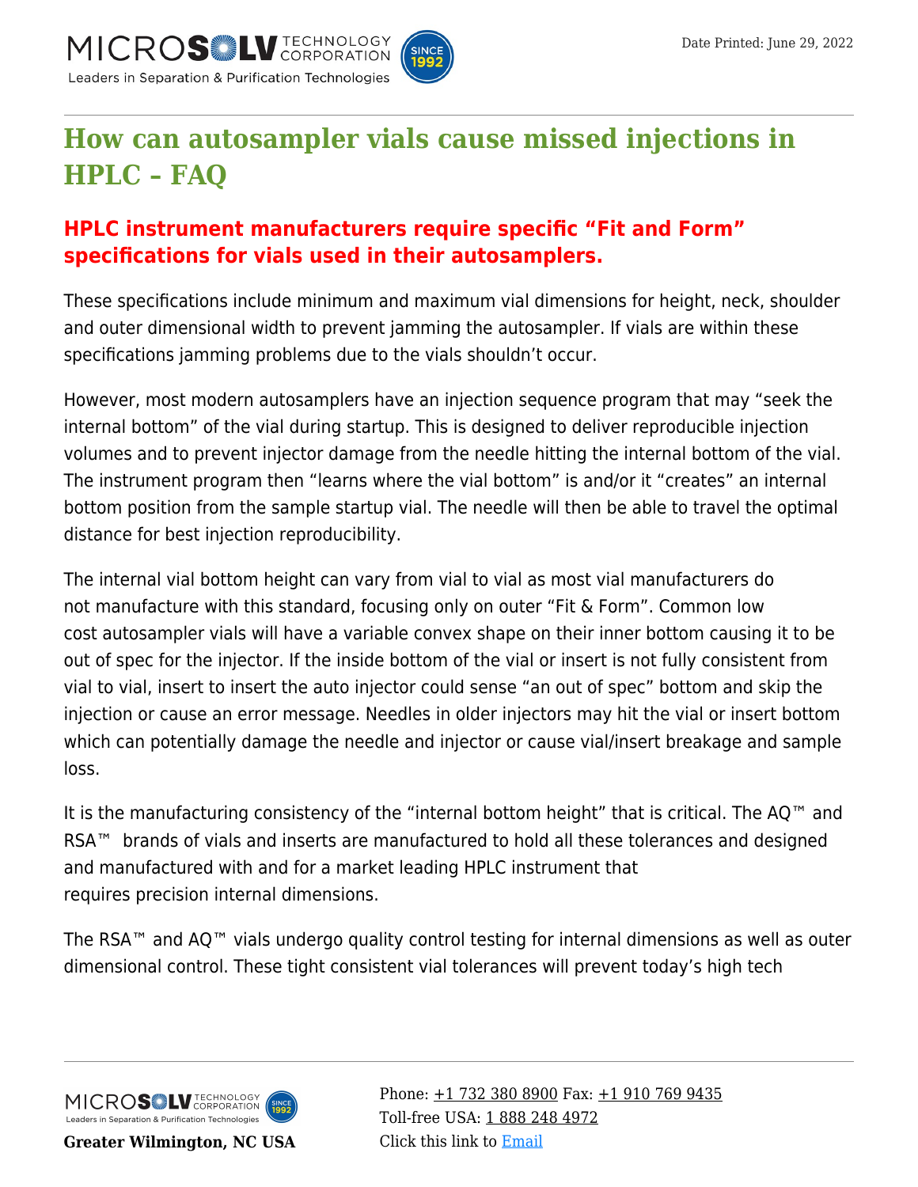# How can autosampler vials cause missed injections in HPLC – FAQ

## HPLC instrument manufacturers require specific "Fit and Form" specifications for vials used in their autosamplers.

These specifications include minimum and maximum vial dimensions for height, neck, shoulder and outer dimensional width to prevent jamming the autosampler. If vials are within these specifications jamming problems due to the vials shouldn't occur.

However, most modern autosamplers have an injection sequence program that may "seek the internal bottom" of the vial during startup. This is designed to deliver reproducible injection volumes and to prevent injector damage from the needle hitting the internal bottom of the vial. The instrument program then "learns where the vial bottom" is and/or it "creates" an internal bottom position from the sample startup vial. The needle will then be able to travel the optimal distance for best injection reproducibility.

The internal vial bottom height can vary from vial to vial as most vial manufacturers do not manufacture with this standard, focusing only on outer "Fit & Form". Common low cost autosampler vials will have a variable convex shape on their inner bottom causing it to be out of spec for the injector. If the inside bottom of the vial or insert is not fully consistent from vial to vial, insert to insert the auto injector could sense "an out of spec" bottom and skip the injection or cause an error message. Needles in older injectors may hit the vial or insert bottom which can potentially damage the needle and injector or cause vial/insert breakage and sample loss.

It is the manufacturing consistency of the "internal bottom height" that is critical. The AQ™ and RSA™ brands of vials and inserts are manufactured to hold all these tolerances and designed and manufactured with and for a market leading HPLC instrument that requires precision internal dimensions.

The RSA™ and AQ™ vials undergo quality control testing for internal dimensions as well as outer dimensional control. These tight consistent vial tolerances will prevent today's high tech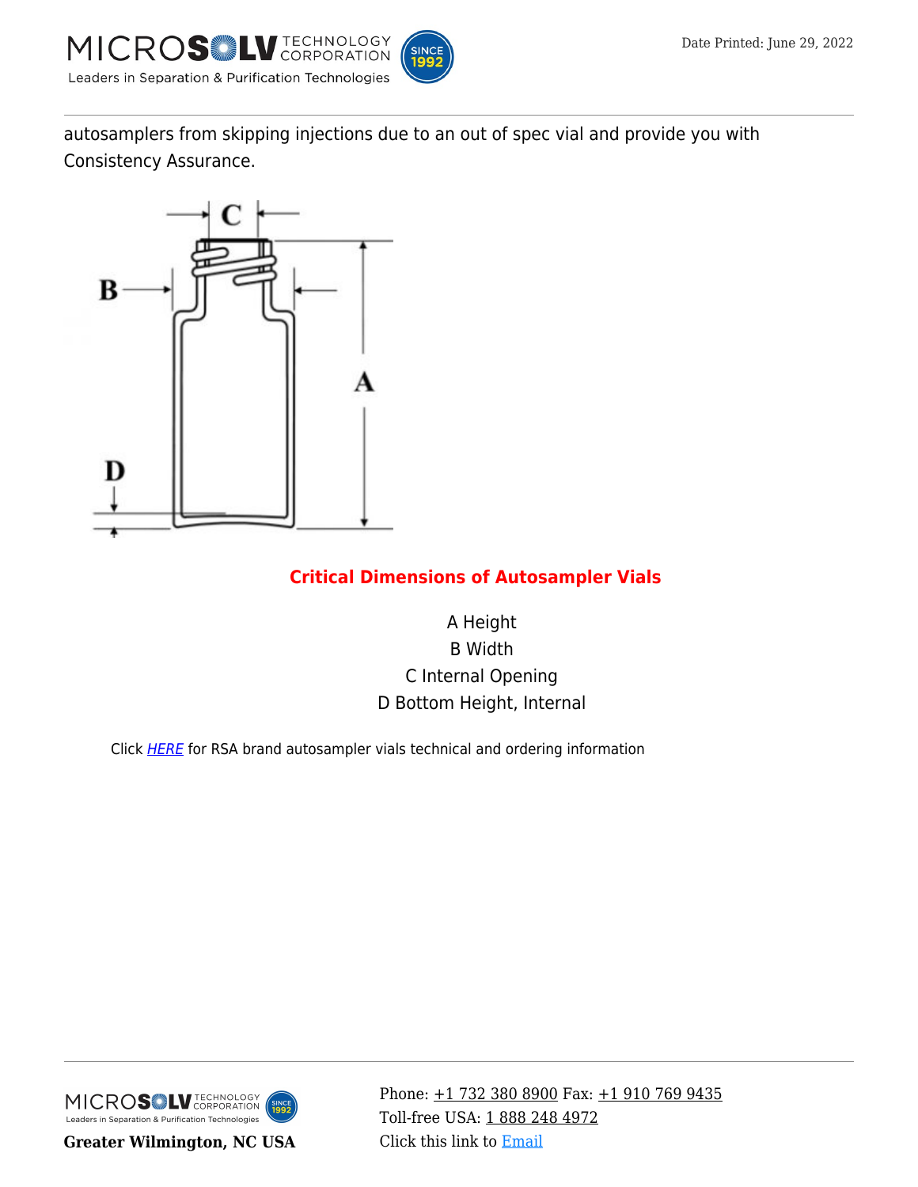autosamplers from skipping injections due to an out of spec vial and provide you with Consistency Assurance.

C

B

A

D

**Critical Dimensions of Autosampler Vials**

A Height
B Width
C Internal Opening
D Bottom Height, Internal

Click *HERE* for RSA brand autosampler vials technical and ordering information

**Greater Wilmington, NC USA**

Phone: +1 732 380 8900 Fax: +1 910 769 9435
Toll-free USA: 1 888 248 4972
Click this link to Email